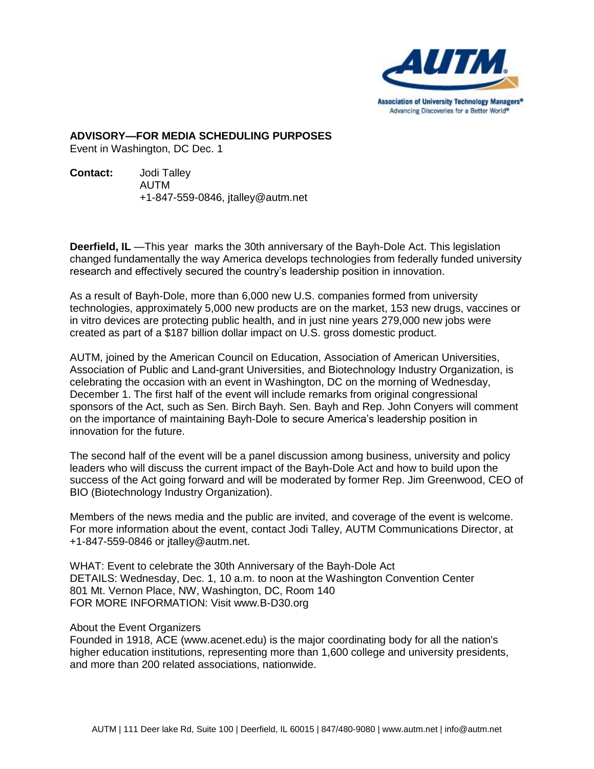AUTM

Association of University Technology Managers®
Advancing Discoveries for a Better World®

**ADVISORY—FOR MEDIA SCHEDULING PURPOSES**
Event in Washington, DC Dec. 1

**Contact:** Jodi Talley
AUTM
+1-847-559-0846, jtalley@autm.net

**Deerfield, IL** —This year marks the 30th anniversary of the Bayh-Dole Act. This legislation changed fundamentally the way America develops technologies from federally funded university research and effectively secured the country's leadership position in innovation.

As a result of Bayh-Dole, more than 6,000 new U.S. companies formed from university technologies, approximately 5,000 new products are on the market, 153 new drugs, vaccines or in vitro devices are protecting public health, and in just nine years 279,000 new jobs were created as part of a $187 billion dollar impact on U.S. gross domestic product.

AUTM, joined by the American Council on Education, Association of American Universities, Association of Public and Land-grant Universities, and Biotechnology Industry Organization, is celebrating the occasion with an event in Washington, DC on the morning of Wednesday, December 1. The first half of the event will include remarks from original congressional sponsors of the Act, such as Sen. Birch Bayh. Sen. Bayh and Rep. John Conyers will comment on the importance of maintaining Bayh-Dole to secure America's leadership position in innovation for the future.

The second half of the event will be a panel discussion among business, university and policy leaders who will discuss the current impact of the Bayh-Dole Act and how to build upon the success of the Act going forward and will be moderated by former Rep. Jim Greenwood, CEO of BIO (Biotechnology Industry Organization).

Members of the news media and the public are invited, and coverage of the event is welcome. For more information about the event, contact Jodi Talley, AUTM Communications Director, at +1-847-559-0846 or jtalley@autm.net.

WHAT: Event to celebrate the 30th Anniversary of the Bayh-Dole Act
DETAILS: Wednesday, Dec. 1, 10 a.m. to noon at the Washington Convention Center
801 Mt. Vernon Place, NW, Washington, DC, Room 140
FOR MORE INFORMATION: Visit www.B-D30.org

About the Event Organizers
Founded in 1918, ACE (www.acenet.edu) is the major coordinating body for all the nation's higher education institutions, representing more than 1,600 college and university presidents, and more than 200 related associations, nationwide.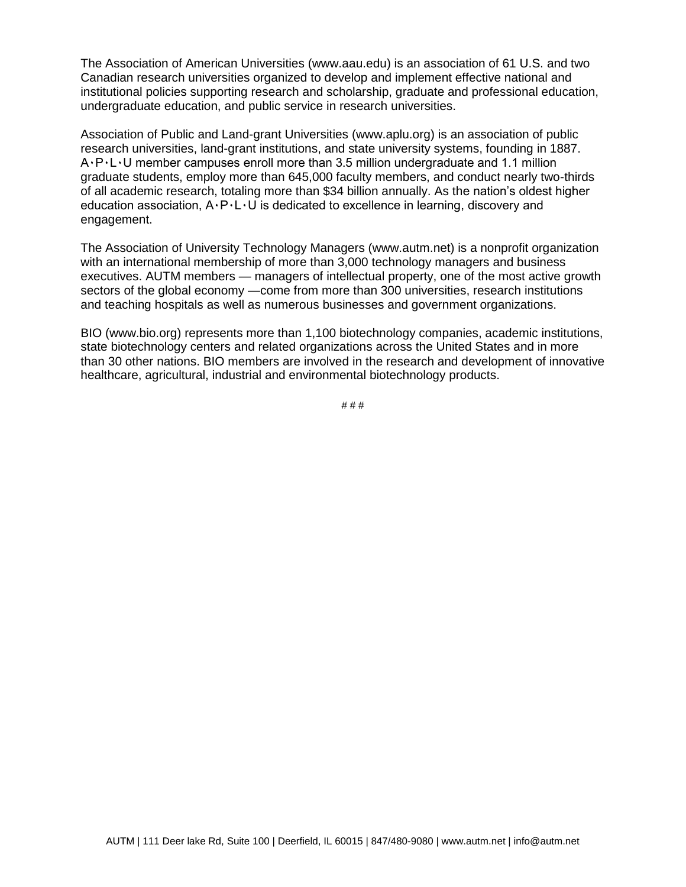The Association of American Universities (www.aau.edu) is an association of 61 U.S. and two Canadian research universities organized to develop and implement effective national and institutional policies supporting research and scholarship, graduate and professional education, undergraduate education, and public service in research universities.

Association of Public and Land-grant Universities (www.aplu.org) is an association of public research universities, land-grant institutions, and state university systems, founding in 1887. A·P·L·U member campuses enroll more than 3.5 million undergraduate and 1.1 million graduate students, employ more than 645,000 faculty members, and conduct nearly two-thirds of all academic research, totaling more than $34 billion annually. As the nation's oldest higher education association, A·P·L·U is dedicated to excellence in learning, discovery and engagement.

The Association of University Technology Managers (www.autm.net) is a nonprofit organization with an international membership of more than 3,000 technology managers and business executives. AUTM members — managers of intellectual property, one of the most active growth sectors of the global economy —come from more than 300 universities, research institutions and teaching hospitals as well as numerous businesses and government organizations.

BIO (www.bio.org) represents more than 1,100 biotechnology companies, academic institutions, state biotechnology centers and related organizations across the United States and in more than 30 other nations. BIO members are involved in the research and development of innovative healthcare, agricultural, industrial and environmental biotechnology products.

# # #

AUTM | 111 Deer lake Rd, Suite 100 | Deerfield, IL 60015 | 847/480-9080 | www.autm.net | info@autm.net